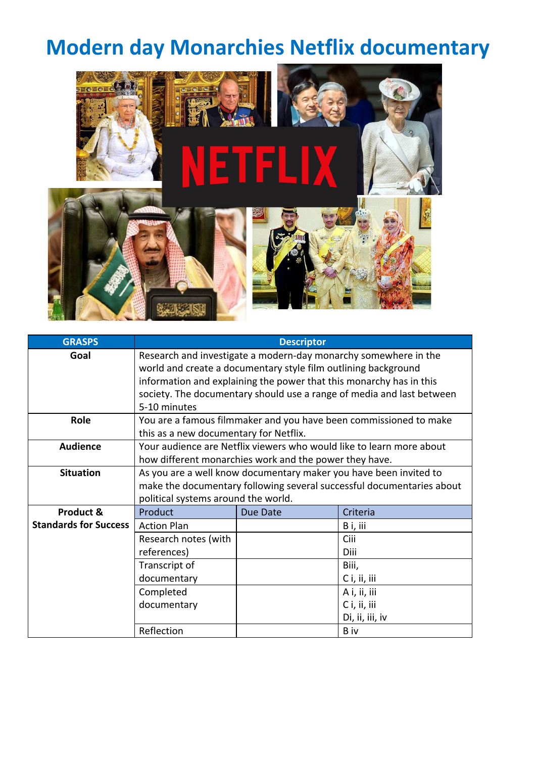# Modern day Monarchies Netflix documentary

| GRASPS | Descriptor | | |
|---|---|---|---|
| **Goal** | Research and investigate a modern-day monarchy somewhere in the world and create a documentary style film outlining background information and explaining the power that this monarchy has in this society. The documentary should use a range of media and last between 5-10 minutes | | |
| **Role** | You are a famous filmmaker and you have been commissioned to make this as a new documentary for Netflix. | | |
| **Audience** | Your audience are Netflix viewers who would like to learn more about how different monarchies work and the power they have. | | |
| **Situation** | As you are a well know documentary maker you have been invited to make the documentary following several successful documentaries about political systems around the world. | | |
| **Product & Standards for Success** | Product | Due Date | Criteria |
| | Action Plan | | B i, iii |
| | Research notes (with references) | | Ciii<br>Diii |
| | Transcript of documentary | | Biii,<br>C i, ii, iii |
| | Completed documentary | | A i, ii, iii<br>C i, ii, iii<br>Di, ii, iii, iv |
| | Reflection | | B iv |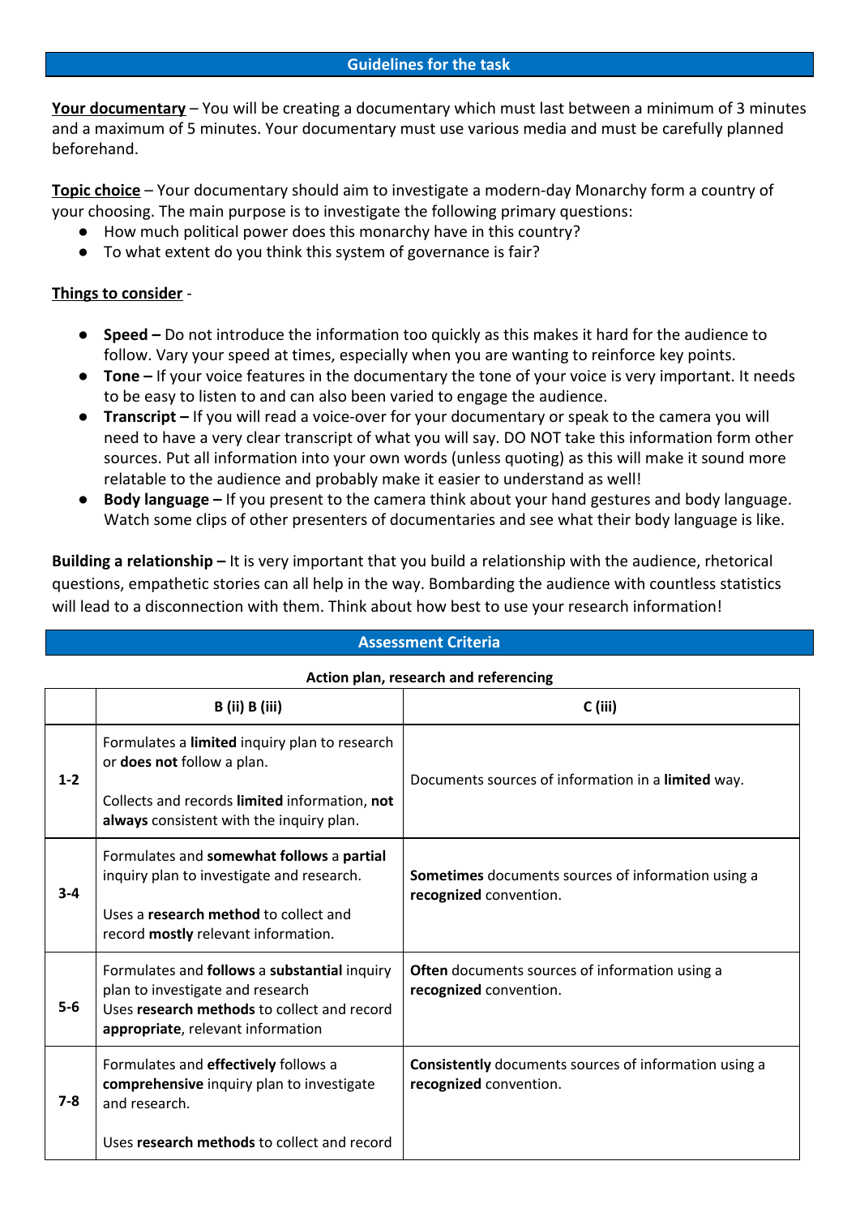## Guidelines for the task

**Your documentary** – You will be creating a documentary which must last between a minimum of 3 minutes and a maximum of 5 minutes. Your documentary must use various media and must be carefully planned beforehand.

**Topic choice** – Your documentary should aim to investigate a modern-day Monarchy form a country of your choosing. The main purpose is to investigate the following primary questions:

- How much political power does this monarchy have in this country?
- To what extent do you think this system of governance is fair?

**Things to consider** -

- **Speed –** Do not introduce the information too quickly as this makes it hard for the audience to follow. Vary your speed at times, especially when you are wanting to reinforce key points.
- **Tone –** If your voice features in the documentary the tone of your voice is very important. It needs to be easy to listen to and can also been varied to engage the audience.
- **Transcript –** If you will read a voice-over for your documentary or speak to the camera you will need to have a very clear transcript of what you will say. DO NOT take this information form other sources. Put all information into your own words (unless quoting) as this will make it sound more relatable to the audience and probably make it easier to understand as well!
- **Body language –** If you present to the camera think about your hand gestures and body language. Watch some clips of other presenters of documentaries and see what their body language is like.

**Building a relationship –** It is very important that you build a relationship with the audience, rhetorical questions, empathetic stories can all help in the way. Bombarding the audience with countless statistics will lead to a disconnection with them. Think about how best to use your research information!

## Assessment Criteria

**Action plan, research and referencing**

| | B (ii) B (iii) | C (iii) |
|---|---|---|
| 1-2 | Formulates a **limited** inquiry plan to research or **does not** follow a plan.<br><br>Collects and records **limited** information, **not always** consistent with the inquiry plan. | Documents sources of information in a **limited** way. |
| 3-4 | Formulates and **somewhat follows** a **partial** inquiry plan to investigate and research.<br><br>Uses a **research method** to collect and record **mostly** relevant information. | **Sometimes** documents sources of information using a **recognized** convention. |
| 5-6 | Formulates and **follows** a **substantial** inquiry plan to investigate and research<br>Uses **research methods** to collect and record **appropriate**, relevant information | **Often** documents sources of information using a **recognized** convention. |
| 7-8 | Formulates and **effectively** follows a **comprehensive** inquiry plan to investigate and research.<br><br>Uses **research methods** to collect and record | **Consistently** documents sources of information using a **recognized** convention. |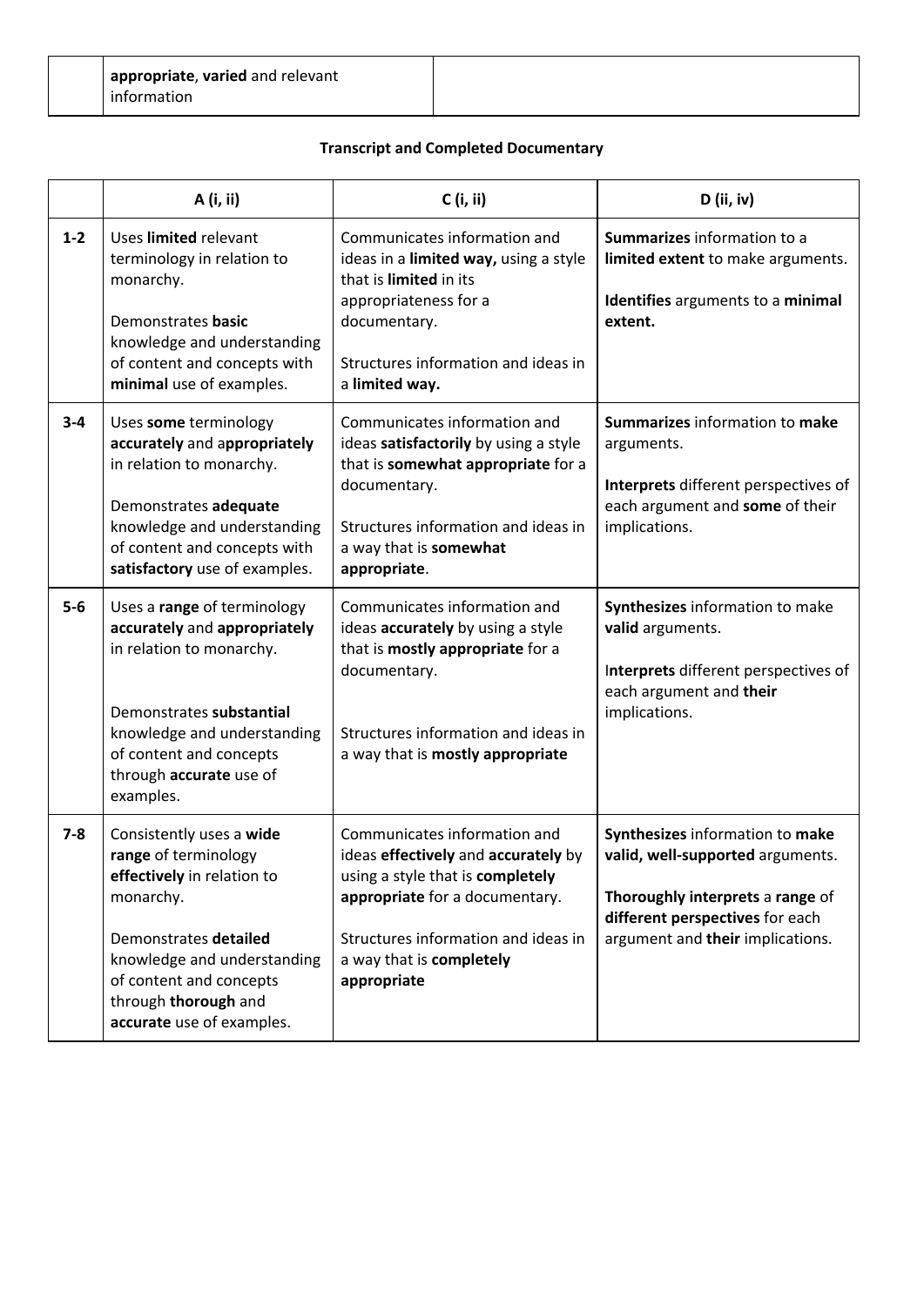| | | |
|---|---|---|
| | **appropriate**, **varied** and relevant information | |

**Transcript and Completed Documentary**

| | A (i, ii) | C (i, ii) | D (ii, iv) |
|---|---|---|---|
| 1-2 | Uses **limited** relevant terminology in relation to monarchy.<br><br>Demonstrates **basic** knowledge and understanding of content and concepts with **minimal** use of examples. | Communicates information and ideas in a **limited way,** using a style that is **limited** in its appropriateness for a documentary.<br><br>Structures information and ideas in a **limited way.** | **Summarizes** information to a **limited extent** to make arguments.<br><br>**Identifies** arguments to a **minimal extent.** |
| 3-4 | Uses **some** terminology **accurately** and a**ppropriately** in relation to monarchy.<br><br>Demonstrates **adequate** knowledge and understanding of content and concepts with **satisfactory** use of examples. | Communicates information and ideas **satisfactorily** by using a style that is **somewhat appropriate** for a documentary.<br><br>Structures information and ideas in a way that is **somewhat appropriate**. | **Summarizes** information to **make** arguments.<br><br>**Interprets** different perspectives of each argument and **some** of their implications. |
| 5-6 | Uses a **range** of terminology **accurately** and **appropriately** in relation to monarchy.<br><br>Demonstrates **substantial** knowledge and understanding of content and concepts through **accurate** use of examples. | Communicates information and ideas **accurately** by using a style that is **mostly appropriate** for a documentary.<br><br>Structures information and ideas in a way that is **mostly appropriate** | **Synthesizes** information to make **valid** arguments.<br><br>I**nterprets** different perspectives of each argument and **their** implications. |
| 7-8 | Consistently uses a **wide range** of terminology **effectively** in relation to monarchy.<br><br>Demonstrates **detailed** knowledge and understanding of content and concepts through **thorough** and **accurate** use of examples. | Communicates information and ideas **effectively** and **accurately** by using a style that is **completely appropriate** for a documentary.<br><br>Structures information and ideas in a way that is **completely appropriate** | **Synthesizes** information to **make valid, well-supported** arguments.<br><br>**Thoroughly interprets** a **range** of **different perspectives** for each argument and **their** implications. |